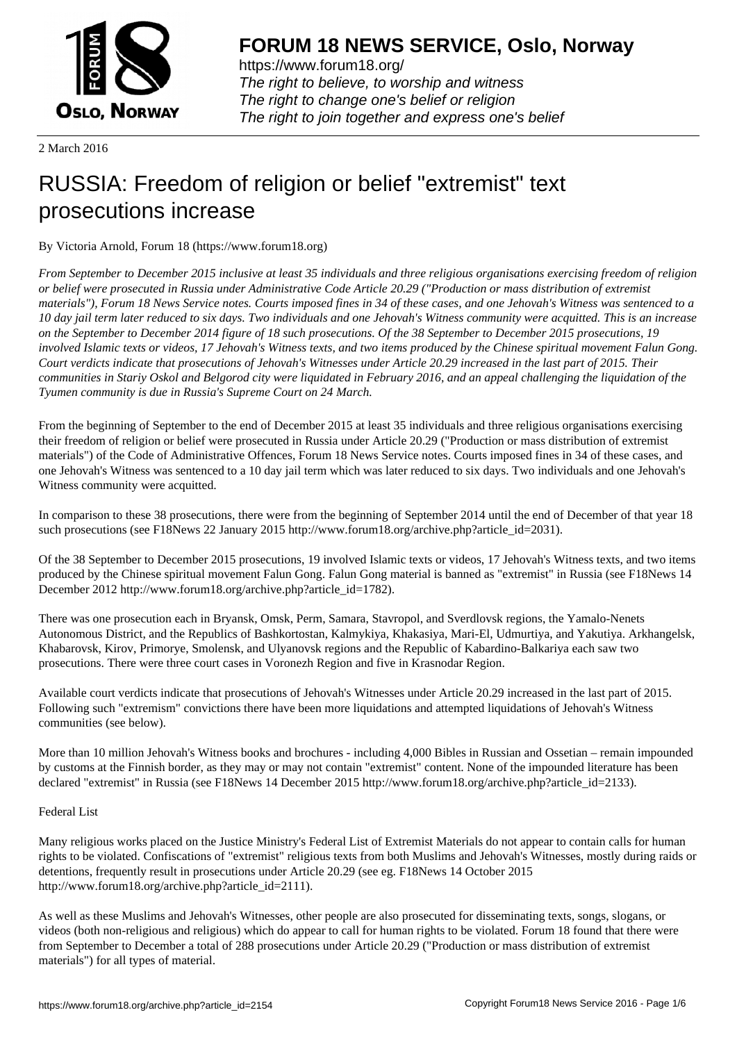FORUM 18 NEWS SERVICE, Oslo, Norway

https://www.forum18.org/
The right to believe, to worship and witness
The right to change one's belief or religion
The right to join together and express one's belief

2 March 2016

# RUSSIA: Freedom of religion or belief "extremist" text prosecutions increase

By Victoria Arnold, Forum 18 (https://www.forum18.org)

*From September to December 2015 inclusive at least 35 individuals and three religious organisations exercising freedom of religion or belief were prosecuted in Russia under Administrative Code Article 20.29 ("Production or mass distribution of extremist materials"), Forum 18 News Service notes. Courts imposed fines in 34 of these cases, and one Jehovah's Witness was sentenced to a 10 day jail term later reduced to six days. Two individuals and one Jehovah's Witness community were acquitted. This is an increase on the September to December 2014 figure of 18 such prosecutions. Of the 38 September to December 2015 prosecutions, 19 involved Islamic texts or videos, 17 Jehovah's Witness texts, and two items produced by the Chinese spiritual movement Falun Gong. Court verdicts indicate that prosecutions of Jehovah's Witnesses under Article 20.29 increased in the last part of 2015. Their communities in Stariy Oskol and Belgorod city were liquidated in February 2016, and an appeal challenging the liquidation of the Tyumen community is due in Russia's Supreme Court on 24 March.*

From the beginning of September to the end of December 2015 at least 35 individuals and three religious organisations exercising their freedom of religion or belief were prosecuted in Russia under Article 20.29 ("Production or mass distribution of extremist materials") of the Code of Administrative Offences, Forum 18 News Service notes. Courts imposed fines in 34 of these cases, and one Jehovah's Witness was sentenced to a 10 day jail term which was later reduced to six days. Two individuals and one Jehovah's Witness community were acquitted.

In comparison to these 38 prosecutions, there were from the beginning of September 2014 until the end of December of that year 18 such prosecutions (see F18News 22 January 2015 http://www.forum18.org/archive.php?article_id=2031).

Of the 38 September to December 2015 prosecutions, 19 involved Islamic texts or videos, 17 Jehovah's Witness texts, and two items produced by the Chinese spiritual movement Falun Gong. Falun Gong material is banned as "extremist" in Russia (see F18News 14 December 2012 http://www.forum18.org/archive.php?article_id=1782).

There was one prosecution each in Bryansk, Omsk, Perm, Samara, Stavropol, and Sverdlovsk regions, the Yamalo-Nenets Autonomous District, and the Republics of Bashkortostan, Kalmykiya, Khakasiya, Mari-El, Udmurtiya, and Yakutiya. Arkhangelsk, Khabarovsk, Kirov, Primorye, Smolensk, and Ulyanovsk regions and the Republic of Kabardino-Balkariya each saw two prosecutions. There were three court cases in Voronezh Region and five in Krasnodar Region.

Available court verdicts indicate that prosecutions of Jehovah's Witnesses under Article 20.29 increased in the last part of 2015. Following such "extremism" convictions there have been more liquidations and attempted liquidations of Jehovah's Witness communities (see below).

More than 10 million Jehovah's Witness books and brochures - including 4,000 Bibles in Russian and Ossetian – remain impounded by customs at the Finnish border, as they may or may not contain "extremist" content. None of the impounded literature has been declared "extremist" in Russia (see F18News 14 December 2015 http://www.forum18.org/archive.php?article_id=2133).

Federal List

Many religious works placed on the Justice Ministry's Federal List of Extremist Materials do not appear to contain calls for human rights to be violated. Confiscations of "extremist" religious texts from both Muslims and Jehovah's Witnesses, mostly during raids or detentions, frequently result in prosecutions under Article 20.29 (see eg. F18News 14 October 2015 http://www.forum18.org/archive.php?article_id=2111).

As well as these Muslims and Jehovah's Witnesses, other people are also prosecuted for disseminating texts, songs, slogans, or videos (both non-religious and religious) which do appear to call for human rights to be violated. Forum 18 found that there were from September to December a total of 288 prosecutions under Article 20.29 ("Production or mass distribution of extremist materials") for all types of material.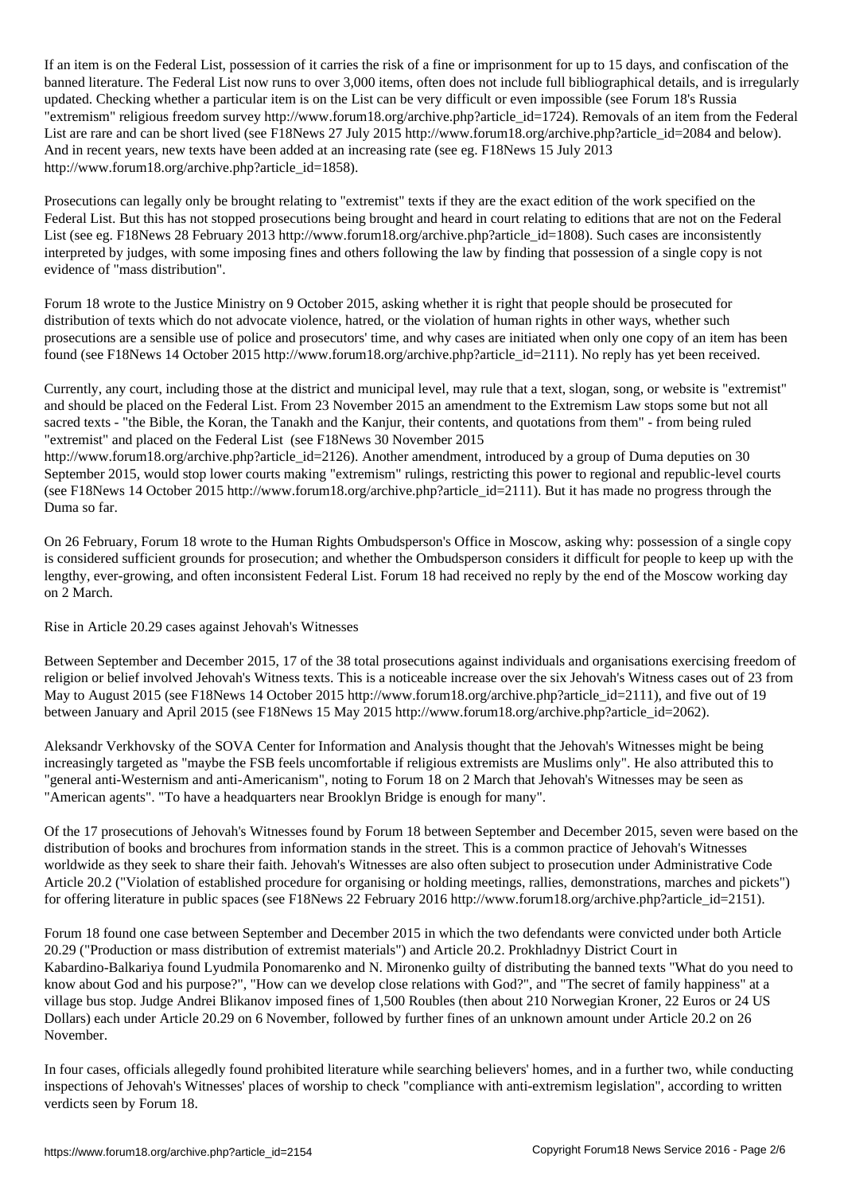If an item is on the Federal List, possession of it carries the risk of a fine or imprisonment for up to 15 days, and confiscation of the banned literature. The Federal List now runs to over 3,000 items, often does not include full bibliographical details, and is irregularly updated. Checking whether a particular item is on the List can be very difficult or even impossible (see Forum 18's Russia "extremism" religious freedom survey http://www.forum18.org/archive.php?article_id=1724). Removals of an item from the Federal List are rare and can be short lived (see F18News 27 July 2015 http://www.forum18.org/archive.php?article_id=2084 and below). And in recent years, new texts have been added at an increasing rate (see eg. F18News 15 July 2013 http://www.forum18.org/archive.php?article_id=1858).

Prosecutions can legally only be brought relating to "extremist" texts if they are the exact edition of the work specified on the Federal List. But this has not stopped prosecutions being brought and heard in court relating to editions that are not on the Federal List (see eg. F18News 28 February 2013 http://www.forum18.org/archive.php?article_id=1808). Such cases are inconsistently interpreted by judges, with some imposing fines and others following the law by finding that possession of a single copy is not evidence of "mass distribution".

Forum 18 wrote to the Justice Ministry on 9 October 2015, asking whether it is right that people should be prosecuted for distribution of texts which do not advocate violence, hatred, or the violation of human rights in other ways, whether such prosecutions are a sensible use of police and prosecutors' time, and why cases are initiated when only one copy of an item has been found (see F18News 14 October 2015 http://www.forum18.org/archive.php?article_id=2111). No reply has yet been received.

Currently, any court, including those at the district and municipal level, may rule that a text, slogan, song, or website is "extremist" and should be placed on the Federal List. From 23 November 2015 an amendment to the Extremism Law stops some but not all sacred texts - "the Bible, the Koran, the Tanakh and the Kanjur, their contents, and quotations from them" - from being ruled "extremist" and placed on the Federal List (see F18News 30 November 2015 http://www.forum18.org/archive.php?article_id=2126). Another amendment, introduced by a group of Duma deputies on 30 September 2015, would stop lower courts making "extremism" rulings, restricting this power to regional and republic-level courts (see F18News 14 October 2015 http://www.forum18.org/archive.php?article_id=2111). But it has made no progress through the Duma so far.

On 26 February, Forum 18 wrote to the Human Rights Ombudsperson's Office in Moscow, asking why: possession of a single copy is considered sufficient grounds for prosecution; and whether the Ombudsperson considers it difficult for people to keep up with the lengthy, ever-growing, and often inconsistent Federal List. Forum 18 had received no reply by the end of the Moscow working day on 2 March.

## Rise in Article 20.29 cases against Jehovah's Witnesses

Between September and December 2015, 17 of the 38 total prosecutions against individuals and organisations exercising freedom of religion or belief involved Jehovah's Witness texts. This is a noticeable increase over the six Jehovah's Witness cases out of 23 from May to August 2015 (see F18News 14 October 2015 http://www.forum18.org/archive.php?article_id=2111), and five out of 19 between January and April 2015 (see F18News 15 May 2015 http://www.forum18.org/archive.php?article_id=2062).

Aleksandr Verkhovsky of the SOVA Center for Information and Analysis thought that the Jehovah's Witnesses might be being increasingly targeted as "maybe the FSB feels uncomfortable if religious extremists are Muslims only". He also attributed this to "general anti-Westernism and anti-Americanism", noting to Forum 18 on 2 March that Jehovah's Witnesses may be seen as "American agents". "To have a headquarters near Brooklyn Bridge is enough for many".

Of the 17 prosecutions of Jehovah's Witnesses found by Forum 18 between September and December 2015, seven were based on the distribution of books and brochures from information stands in the street. This is a common practice of Jehovah's Witnesses worldwide as they seek to share their faith. Jehovah's Witnesses are also often subject to prosecution under Administrative Code Article 20.2 ("Violation of established procedure for organising or holding meetings, rallies, demonstrations, marches and pickets") for offering literature in public spaces (see F18News 22 February 2016 http://www.forum18.org/archive.php?article_id=2151).

Forum 18 found one case between September and December 2015 in which the two defendants were convicted under both Article 20.29 ("Production or mass distribution of extremist materials") and Article 20.2. Prokhladnyy District Court in Kabardino-Balkariya found Lyudmila Ponomarenko and N. Mironenko guilty of distributing the banned texts "What do you need to know about God and his purpose?", "How can we develop close relations with God?", and "The secret of family happiness" at a village bus stop. Judge Andrei Blikanov imposed fines of 1,500 Roubles (then about 210 Norwegian Kroner, 22 Euros or 24 US Dollars) each under Article 20.29 on 6 November, followed by further fines of an unknown amount under Article 20.2 on 26 November.

In four cases, officials allegedly found prohibited literature while searching believers' homes, and in a further two, while conducting inspections of Jehovah's Witnesses' places of worship to check "compliance with anti-extremism legislation", according to written verdicts seen by Forum 18.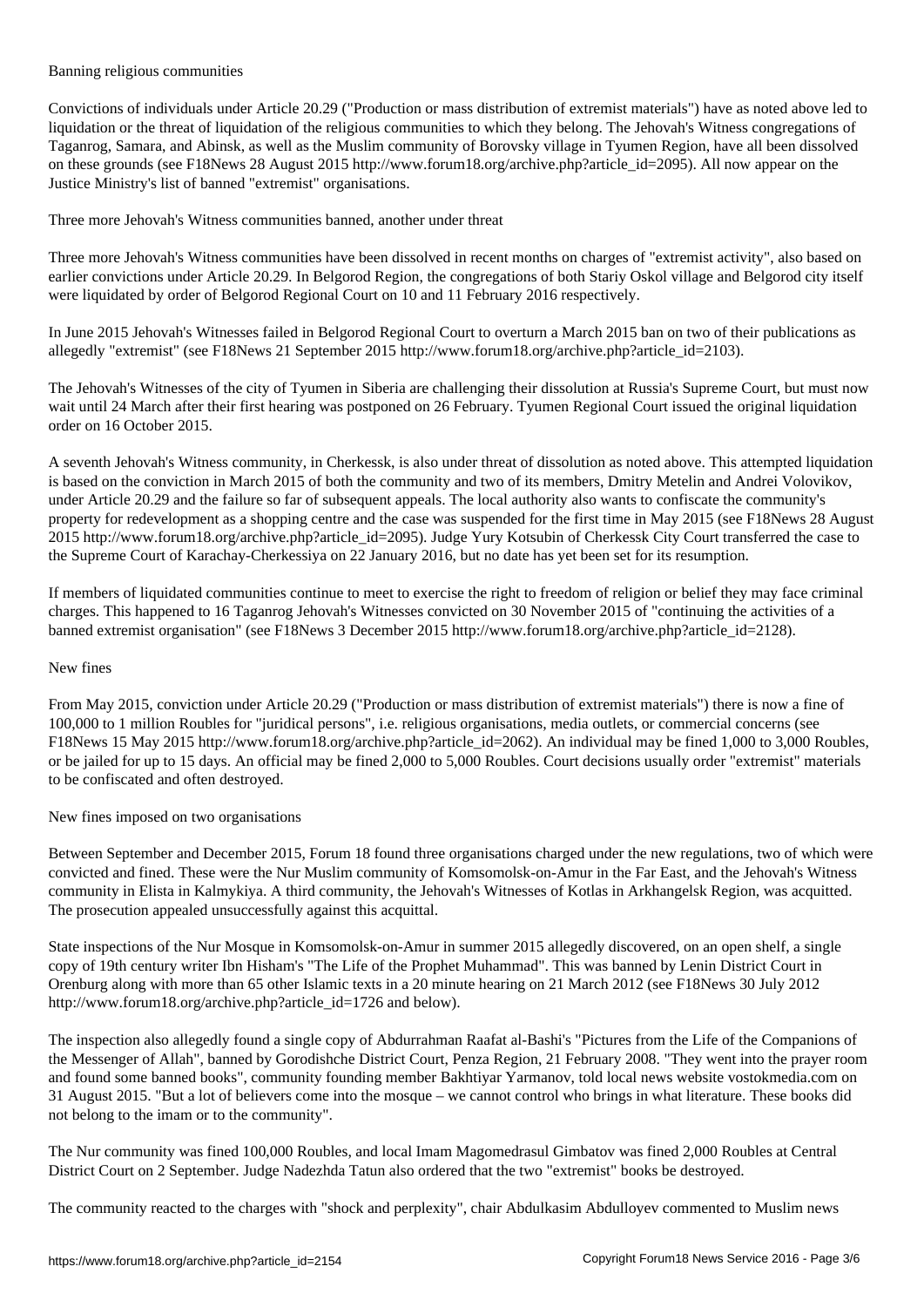## Banning religious communities

Convictions of individuals under Article 20.29 ("Production or mass distribution of extremist materials") have as noted above led to liquidation or the threat of liquidation of the religious communities to which they belong. The Jehovah's Witness congregations of Taganrog, Samara, and Abinsk, as well as the Muslim community of Borovsky village in Tyumen Region, have all been dissolved on these grounds (see F18News 28 August 2015 http://www.forum18.org/archive.php?article_id=2095). All now appear on the Justice Ministry's list of banned "extremist" organisations.

### Three more Jehovah's Witness communities banned, another under threat

Three more Jehovah's Witness communities have been dissolved in recent months on charges of "extremist activity", also based on earlier convictions under Article 20.29. In Belgorod Region, the congregations of both Stariy Oskol village and Belgorod city itself were liquidated by order of Belgorod Regional Court on 10 and 11 February 2016 respectively.

In June 2015 Jehovah's Witnesses failed in Belgorod Regional Court to overturn a March 2015 ban on two of their publications as allegedly "extremist" (see F18News 21 September 2015 http://www.forum18.org/archive.php?article_id=2103).

The Jehovah's Witnesses of the city of Tyumen in Siberia are challenging their dissolution at Russia's Supreme Court, but must now wait until 24 March after their first hearing was postponed on 26 February. Tyumen Regional Court issued the original liquidation order on 16 October 2015.

A seventh Jehovah's Witness community, in Cherkessk, is also under threat of dissolution as noted above. This attempted liquidation is based on the conviction in March 2015 of both the community and two of its members, Dmitry Metelin and Andrei Volovikov, under Article 20.29 and the failure so far of subsequent appeals. The local authority also wants to confiscate the community's property for redevelopment as a shopping centre and the case was suspended for the first time in May 2015 (see F18News 28 August 2015 http://www.forum18.org/archive.php?article_id=2095). Judge Yury Kotsubin of Cherkessk City Court transferred the case to the Supreme Court of Karachay-Cherkessiya on 22 January 2016, but no date has yet been set for its resumption.

If members of liquidated communities continue to meet to exercise the right to freedom of religion or belief they may face criminal charges. This happened to 16 Taganrog Jehovah's Witnesses convicted on 30 November 2015 of "continuing the activities of a banned extremist organisation" (see F18News 3 December 2015 http://www.forum18.org/archive.php?article_id=2128).

## New fines

From May 2015, conviction under Article 20.29 ("Production or mass distribution of extremist materials") there is now a fine of 100,000 to 1 million Roubles for "juridical persons", i.e. religious organisations, media outlets, or commercial concerns (see F18News 15 May 2015 http://www.forum18.org/archive.php?article_id=2062). An individual may be fined 1,000 to 3,000 Roubles, or be jailed for up to 15 days. An official may be fined 2,000 to 5,000 Roubles. Court decisions usually order "extremist" materials to be confiscated and often destroyed.

### New fines imposed on two organisations

Between September and December 2015, Forum 18 found three organisations charged under the new regulations, two of which were convicted and fined. These were the Nur Muslim community of Komsomolsk-on-Amur in the Far East, and the Jehovah's Witness community in Elista in Kalmykiya. A third community, the Jehovah's Witnesses of Kotlas in Arkhangelsk Region, was acquitted. The prosecution appealed unsuccessfully against this acquittal.

State inspections of the Nur Mosque in Komsomolsk-on-Amur in summer 2015 allegedly discovered, on an open shelf, a single copy of 19th century writer Ibn Hisham's "The Life of the Prophet Muhammad". This was banned by Lenin District Court in Orenburg along with more than 65 other Islamic texts in a 20 minute hearing on 21 March 2012 (see F18News 30 July 2012 http://www.forum18.org/archive.php?article_id=1726 and below).

The inspection also allegedly found a single copy of Abdurrahman Raafat al-Bashi's "Pictures from the Life of the Companions of the Messenger of Allah", banned by Gorodishche District Court, Penza Region, 21 February 2008. "They went into the prayer room and found some banned books", community founding member Bakhtiyar Yarmanov, told local news website vostokmedia.com on 31 August 2015. "But a lot of believers come into the mosque – we cannot control who brings in what literature. These books did not belong to the imam or to the community".

The Nur community was fined 100,000 Roubles, and local Imam Magomedrasul Gimbatov was fined 2,000 Roubles at Central District Court on 2 September. Judge Nadezhda Tatun also ordered that the two "extremist" books be destroyed.

The community reacted to the charges with "shock and perplexity", chair Abdulkasim Abdulloyev commented to Muslim news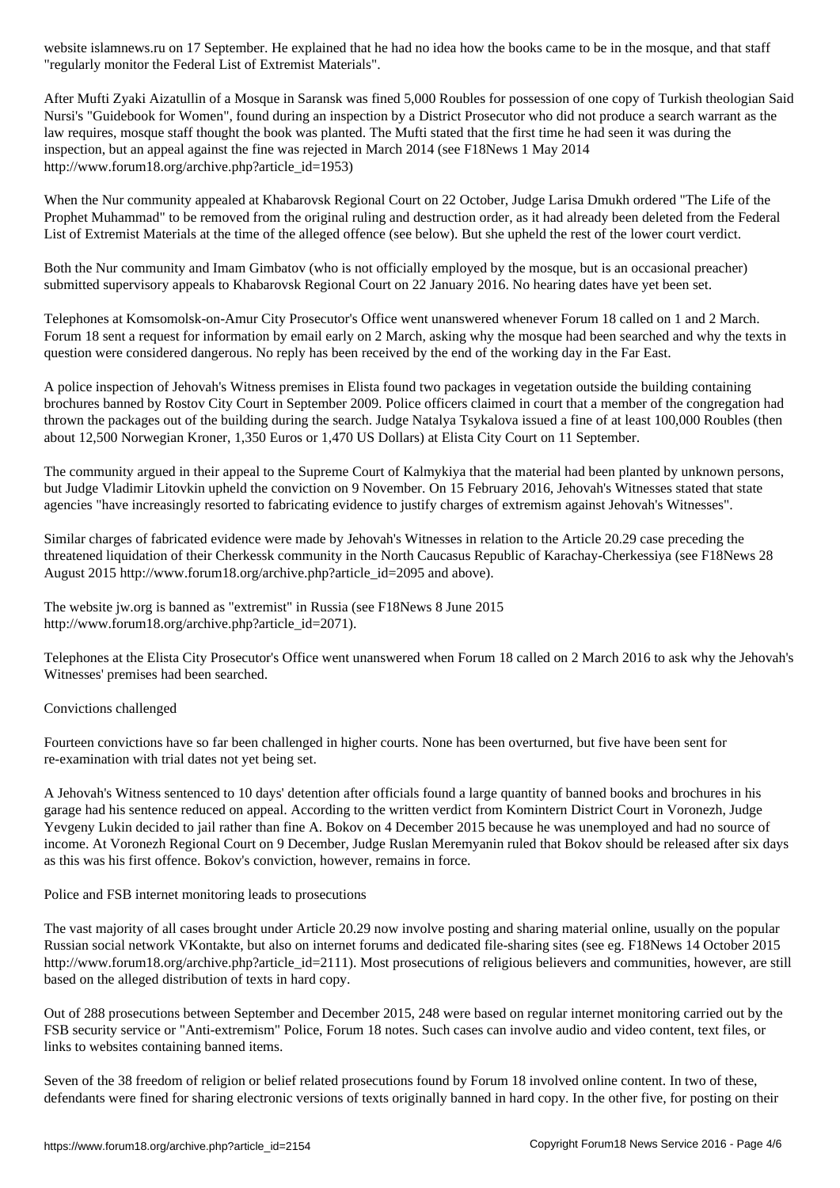website islamnews.ru on 17 September. He explained that he had no idea how the books came to be in the mosque, and that staff "regularly monitor the Federal List of Extremist Materials".

After Mufti Zyaki Aizatullin of a Mosque in Saransk was fined 5,000 Roubles for possession of one copy of Turkish theologian Said Nursi's "Guidebook for Women", found during an inspection by a District Prosecutor who did not produce a search warrant as the law requires, mosque staff thought the book was planted. The Mufti stated that the first time he had seen it was during the inspection, but an appeal against the fine was rejected in March 2014 (see F18News 1 May 2014 http://www.forum18.org/archive.php?article_id=1953)

When the Nur community appealed at Khabarovsk Regional Court on 22 October, Judge Larisa Dmukh ordered "The Life of the Prophet Muhammad" to be removed from the original ruling and destruction order, as it had already been deleted from the Federal List of Extremist Materials at the time of the alleged offence (see below). But she upheld the rest of the lower court verdict.

Both the Nur community and Imam Gimbatov (who is not officially employed by the mosque, but is an occasional preacher) submitted supervisory appeals to Khabarovsk Regional Court on 22 January 2016. No hearing dates have yet been set.

Telephones at Komsomolsk-on-Amur City Prosecutor's Office went unanswered whenever Forum 18 called on 1 and 2 March. Forum 18 sent a request for information by email early on 2 March, asking why the mosque had been searched and why the texts in question were considered dangerous. No reply has been received by the end of the working day in the Far East.

A police inspection of Jehovah's Witness premises in Elista found two packages in vegetation outside the building containing brochures banned by Rostov City Court in September 2009. Police officers claimed in court that a member of the congregation had thrown the packages out of the building during the search. Judge Natalya Tsykalova issued a fine of at least 100,000 Roubles (then about 12,500 Norwegian Kroner, 1,350 Euros or 1,470 US Dollars) at Elista City Court on 11 September.

The community argued in their appeal to the Supreme Court of Kalmykiya that the material had been planted by unknown persons, but Judge Vladimir Litovkin upheld the conviction on 9 November. On 15 February 2016, Jehovah's Witnesses stated that state agencies "have increasingly resorted to fabricating evidence to justify charges of extremism against Jehovah's Witnesses".

Similar charges of fabricated evidence were made by Jehovah's Witnesses in relation to the Article 20.29 case preceding the threatened liquidation of their Cherkessk community in the North Caucasus Republic of Karachay-Cherkessiya (see F18News 28 August 2015 http://www.forum18.org/archive.php?article_id=2095 and above).

The website jw.org is banned as "extremist" in Russia (see F18News 8 June 2015 http://www.forum18.org/archive.php?article_id=2071).

Telephones at the Elista City Prosecutor's Office went unanswered when Forum 18 called on 2 March 2016 to ask why the Jehovah's Witnesses' premises had been searched.

## Convictions challenged

Fourteen convictions have so far been challenged in higher courts. None has been overturned, but five have been sent for re-examination with trial dates not yet being set.

A Jehovah's Witness sentenced to 10 days' detention after officials found a large quantity of banned books and brochures in his garage had his sentence reduced on appeal. According to the written verdict from Komintern District Court in Voronezh, Judge Yevgeny Lukin decided to jail rather than fine A. Bokov on 4 December 2015 because he was unemployed and had no source of income. At Voronezh Regional Court on 9 December, Judge Ruslan Meremyanin ruled that Bokov should be released after six days as this was his first offence. Bokov's conviction, however, remains in force.

## Police and FSB internet monitoring leads to prosecutions

The vast majority of all cases brought under Article 20.29 now involve posting and sharing material online, usually on the popular Russian social network VKontakte, but also on internet forums and dedicated file-sharing sites (see eg. F18News 14 October 2015 http://www.forum18.org/archive.php?article_id=2111). Most prosecutions of religious believers and communities, however, are still based on the alleged distribution of texts in hard copy.

Out of 288 prosecutions between September and December 2015, 248 were based on regular internet monitoring carried out by the FSB security service or "Anti-extremism" Police, Forum 18 notes. Such cases can involve audio and video content, text files, or links to websites containing banned items.

Seven of the 38 freedom of religion or belief related prosecutions found by Forum 18 involved online content. In two of these, defendants were fined for sharing electronic versions of texts originally banned in hard copy. In the other five, for posting on their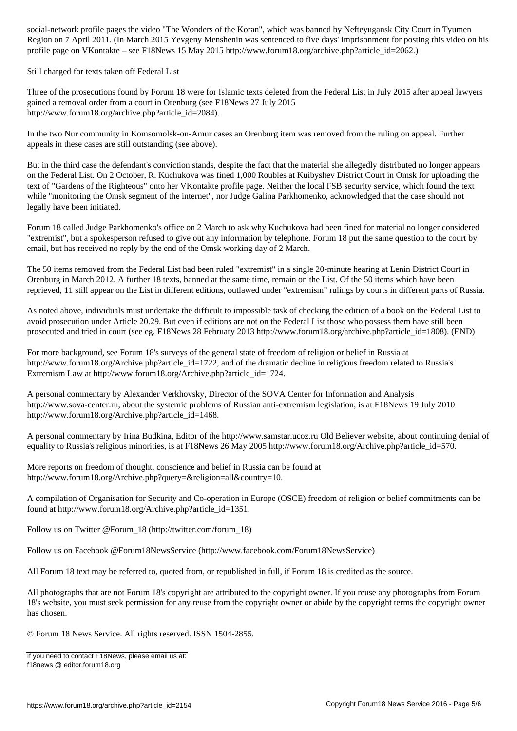social-network profile pages the video "The Wonders of the Koran", which was banned by Nefteyugansk City Court in Tyumen Region on 7 April 2011. (In March 2015 Yevgeny Menshenin was sentenced to five days' imprisonment for posting this video on his profile page on VKontakte – see F18News 15 May 2015 http://www.forum18.org/archive.php?article_id=2062.)

## Still charged for texts taken off Federal List

Three of the prosecutions found by Forum 18 were for Islamic texts deleted from the Federal List in July 2015 after appeal lawyers gained a removal order from a court in Orenburg (see F18News 27 July 2015 http://www.forum18.org/archive.php?article_id=2084).

In the two Nur community in Komsomolsk-on-Amur cases an Orenburg item was removed from the ruling on appeal. Further appeals in these cases are still outstanding (see above).

But in the third case the defendant's conviction stands, despite the fact that the material she allegedly distributed no longer appears on the Federal List. On 2 October, R. Kuchukova was fined 1,000 Roubles at Kuibyshev District Court in Omsk for uploading the text of "Gardens of the Righteous" onto her VKontakte profile page. Neither the local FSB security service, which found the text while "monitoring the Omsk segment of the internet", nor Judge Galina Parkhomenko, acknowledged that the case should not legally have been initiated.

Forum 18 called Judge Parkhomenko's office on 2 March to ask why Kuchukova had been fined for material no longer considered "extremist", but a spokesperson refused to give out any information by telephone. Forum 18 put the same question to the court by email, but has received no reply by the end of the Omsk working day of 2 March.

The 50 items removed from the Federal List had been ruled "extremist" in a single 20-minute hearing at Lenin District Court in Orenburg in March 2012. A further 18 texts, banned at the same time, remain on the List. Of the 50 items which have been reprieved, 11 still appear on the List in different editions, outlawed under "extremism" rulings by courts in different parts of Russia.

As noted above, individuals must undertake the difficult to impossible task of checking the edition of a book on the Federal List to avoid prosecution under Article 20.29. But even if editions are not on the Federal List those who possess them have still been prosecuted and tried in court (see eg. F18News 28 February 2013 http://www.forum18.org/archive.php?article_id=1808). (END)

For more background, see Forum 18's surveys of the general state of freedom of religion or belief in Russia at http://www.forum18.org/Archive.php?article_id=1722, and of the dramatic decline in religious freedom related to Russia's Extremism Law at http://www.forum18.org/Archive.php?article_id=1724.

A personal commentary by Alexander Verkhovsky, Director of the SOVA Center for Information and Analysis http://www.sova-center.ru, about the systemic problems of Russian anti-extremism legislation, is at F18News 19 July 2010 http://www.forum18.org/Archive.php?article_id=1468.

A personal commentary by Irina Budkina, Editor of the http://www.samstar.ucoz.ru Old Believer website, about continuing denial of equality to Russia's religious minorities, is at F18News 26 May 2005 http://www.forum18.org/Archive.php?article_id=570.

More reports on freedom of thought, conscience and belief in Russia can be found at http://www.forum18.org/Archive.php?query=&religion=all&country=10.

A compilation of Organisation for Security and Co-operation in Europe (OSCE) freedom of religion or belief commitments can be found at http://www.forum18.org/Archive.php?article_id=1351.

Follow us on Twitter @Forum_18 (http://twitter.com/forum_18)

Follow us on Facebook @Forum18NewsService (http://www.facebook.com/Forum18NewsService)

All Forum 18 text may be referred to, quoted from, or republished in full, if Forum 18 is credited as the source.

All photographs that are not Forum 18's copyright are attributed to the copyright owner. If you reuse any photographs from Forum 18's website, you must seek permission for any reuse from the copyright owner or abide by the copyright terms the copyright owner has chosen.

© Forum 18 News Service. All rights reserved. ISSN 1504-2855.

If you need to contact F18News, please email us at:
f18news @ editor.forum18.org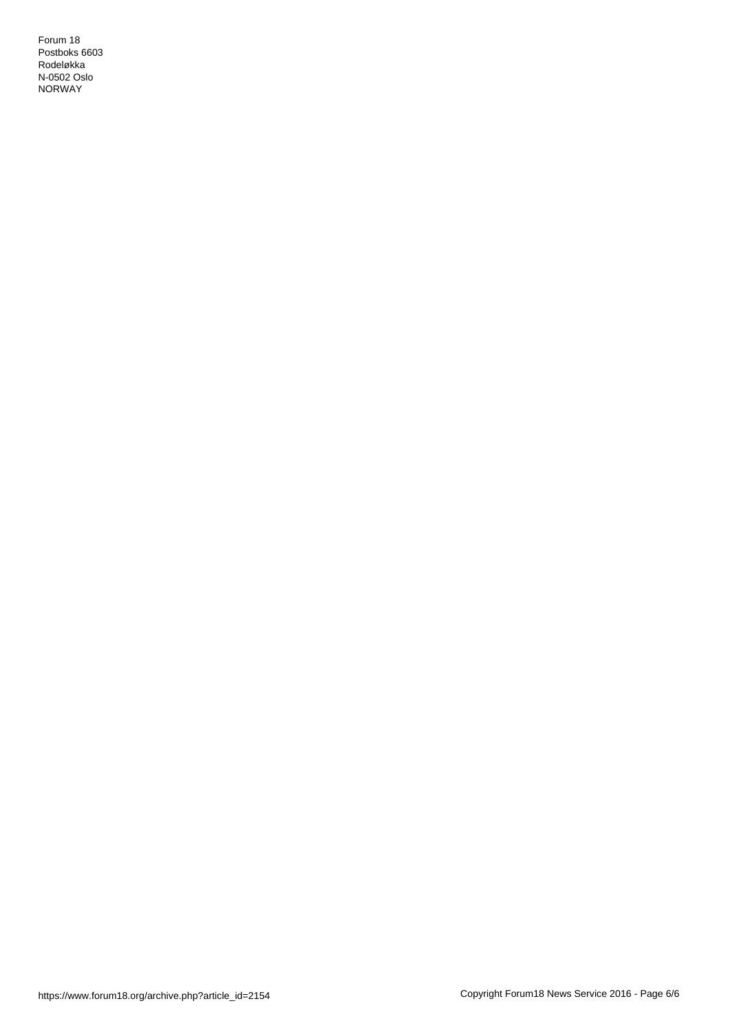Forum 18
Postboks 6603
Rodeløkka
N-0502 Oslo
NORWAY